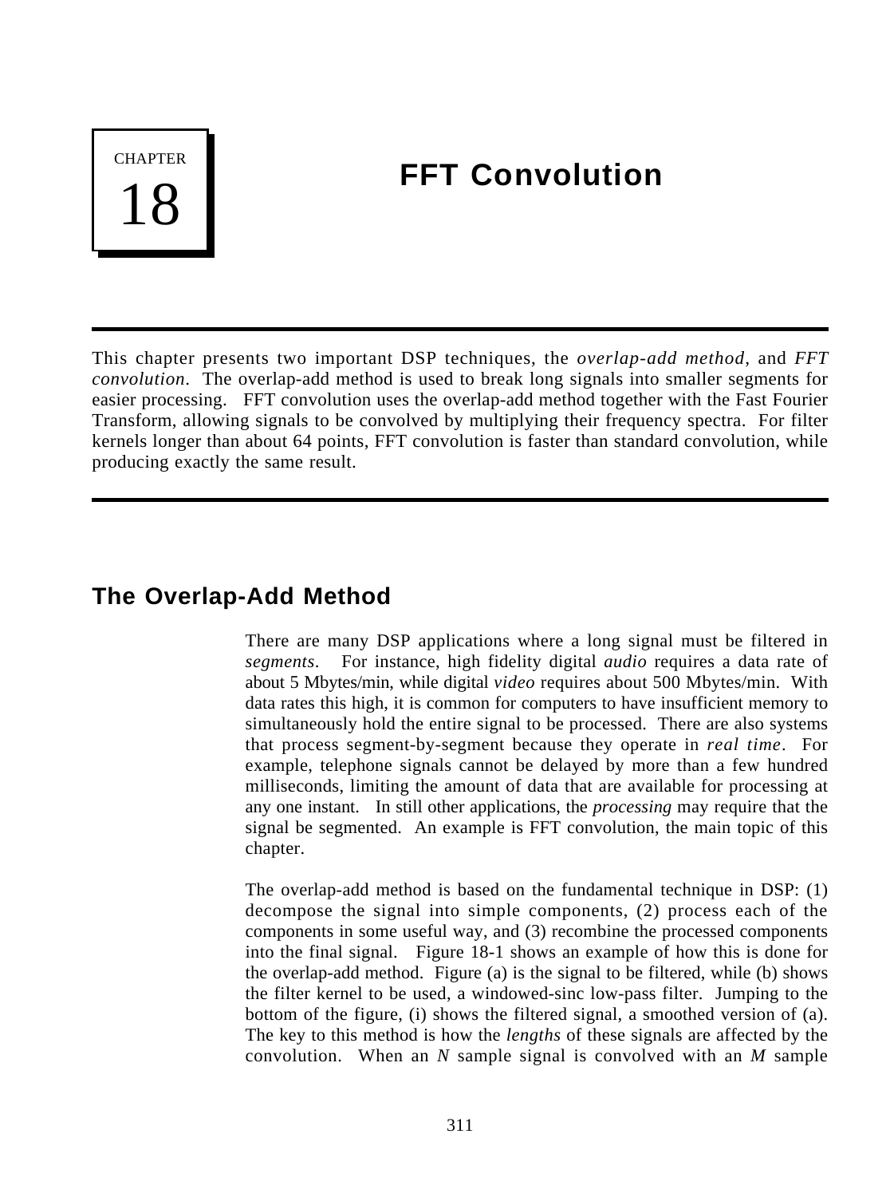# CHAPTER 18

# FFT Convolution

This chapter presents two important DSP techniques, the *overlap-add method*, and *FFT convolution*. The overlap-add method is used to break long signals into smaller segments for easier processing. FFT convolution uses the overlap-add method together with the Fast Fourier Transform, allowing signals to be convolved by multiplying their frequency spectra. For filter kernels longer than about 64 points, FFT convolution is faster than standard convolution, while producing exactly the same result.

## The Overlap-Add Method

There are many DSP applications where a long signal must be filtered in *segments*. For instance, high fidelity digital *audio* requires a data rate of about 5 Mbytes/min, while digital *video* requires about 500 Mbytes/min. With data rates this high, it is common for computers to have insufficient memory to simultaneously hold the entire signal to be processed. There are also systems that process segment-by-segment because they operate in *real time*. For example, telephone signals cannot be delayed by more than a few hundred milliseconds, limiting the amount of data that are available for processing at any one instant. In still other applications, the *processing* may require that the signal be segmented. An example is FFT convolution, the main topic of this chapter.

The overlap-add method is based on the fundamental technique in DSP: (1) decompose the signal into simple components, (2) process each of the components in some useful way, and (3) recombine the processed components into the final signal. Figure 18-1 shows an example of how this is done for the overlap-add method. Figure (a) is the signal to be filtered, while (b) shows the filter kernel to be used, a windowed-sinc low-pass filter. Jumping to the bottom of the figure, (i) shows the filtered signal, a smoothed version of (a). The key to this method is how the *lengths* of these signals are affected by the convolution. When an $N$ sample signal is convolved with an $M$ sample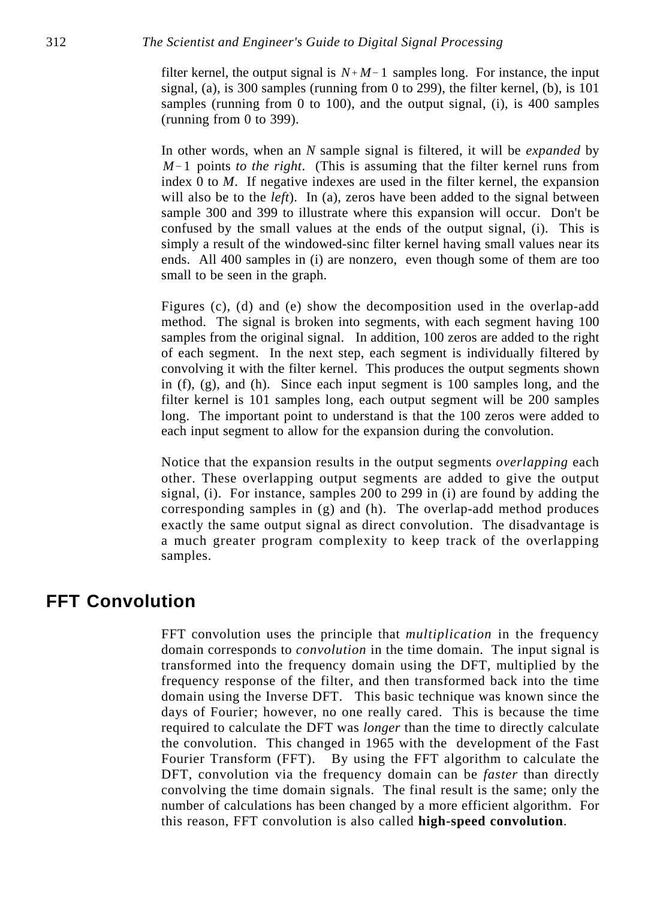filter kernel, the output signal is $N+M-1$ samples long. For instance, the input signal, (a), is 300 samples (running from 0 to 299), the filter kernel, (b), is 101 samples (running from 0 to 100), and the output signal, (i), is 400 samples (running from 0 to 399).

In other words, when an $N$ sample signal is filtered, it will be *expanded* by $M-1$ points *to the right*. (This is assuming that the filter kernel runs from index 0 to $M$. If negative indexes are used in the filter kernel, the expansion will also be to the *left*). In (a), zeros have been added to the signal between sample 300 and 399 to illustrate where this expansion will occur. Don't be confused by the small values at the ends of the output signal, (i). This is simply a result of the windowed-sinc filter kernel having small values near its ends. All 400 samples in (i) are nonzero, even though some of them are too small to be seen in the graph.

Figures (c), (d) and (e) show the decomposition used in the overlap-add method. The signal is broken into segments, with each segment having 100 samples from the original signal. In addition, 100 zeros are added to the right of each segment. In the next step, each segment is individually filtered by convolving it with the filter kernel. This produces the output segments shown in (f), (g), and (h). Since each input segment is 100 samples long, and the filter kernel is 101 samples long, each output segment will be 200 samples long. The important point to understand is that the 100 zeros were added to each input segment to allow for the expansion during the convolution.

Notice that the expansion results in the output segments *overlapping* each other. These overlapping output segments are added to give the output signal, (i). For instance, samples 200 to 299 in (i) are found by adding the corresponding samples in (g) and (h). The overlap-add method produces exactly the same output signal as direct convolution. The disadvantage is a much greater program complexity to keep track of the overlapping samples.

## FFT Convolution

FFT convolution uses the principle that *multiplication* in the frequency domain corresponds to *convolution* in the time domain. The input signal is transformed into the frequency domain using the DFT, multiplied by the frequency response of the filter, and then transformed back into the time domain using the Inverse DFT. This basic technique was known since the days of Fourier; however, no one really cared. This is because the time required to calculate the DFT was *longer* than the time to directly calculate the convolution. This changed in 1965 with the development of the Fast Fourier Transform (FFT). By using the FFT algorithm to calculate the DFT, convolution via the frequency domain can be *faster* than directly convolving the time domain signals. The final result is the same; only the number of calculations has been changed by a more efficient algorithm. For this reason, FFT convolution is also called **high-speed convolution**.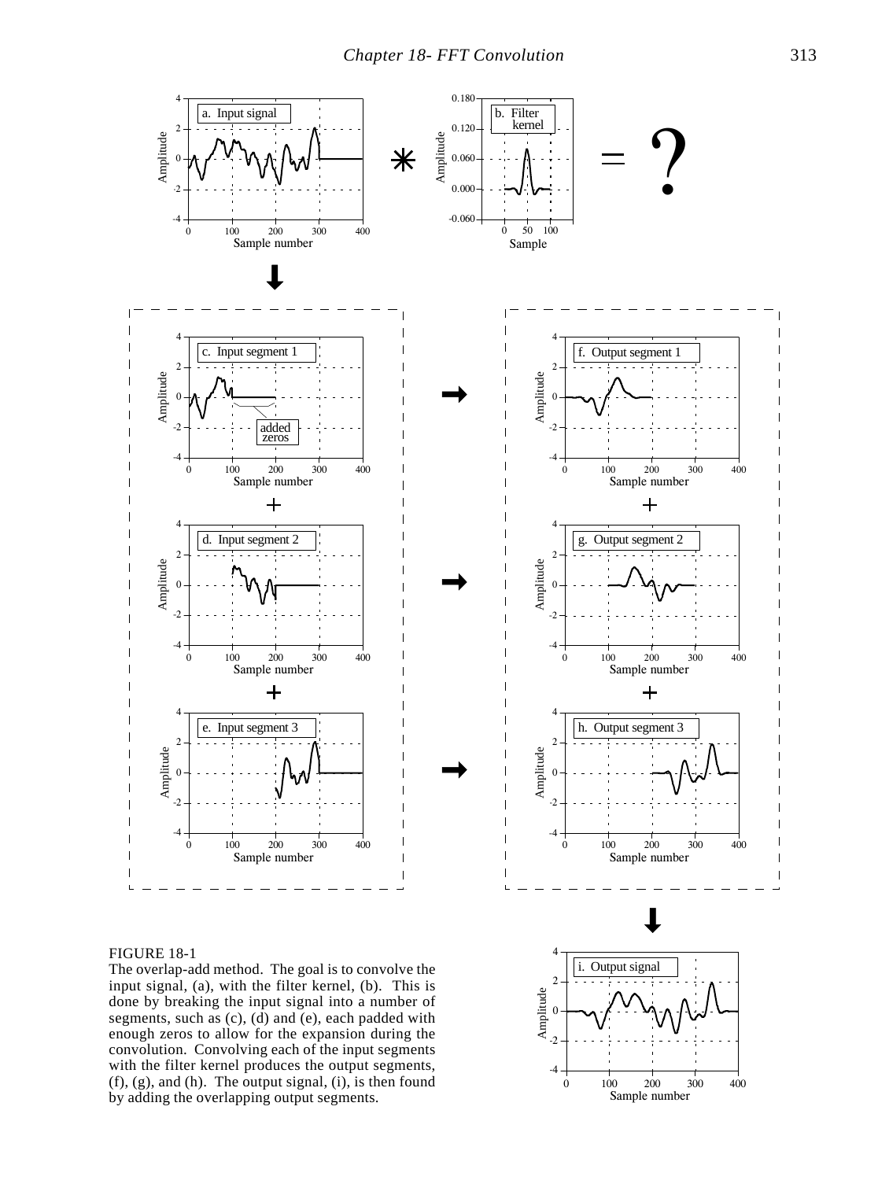FIGURE 18-1
The overlap-add method. The goal is to convolve the input signal, (a), with the filter kernel, (b). This is done by breaking the input signal into a number of segments, such as (c), (d) and (e), each padded with enough zeros to allow for the expansion during the convolution. Convolving each of the input segments with the filter kernel produces the output segments, (f), (g), and (h). The output signal, (i), is then found by adding the overlapping output segments.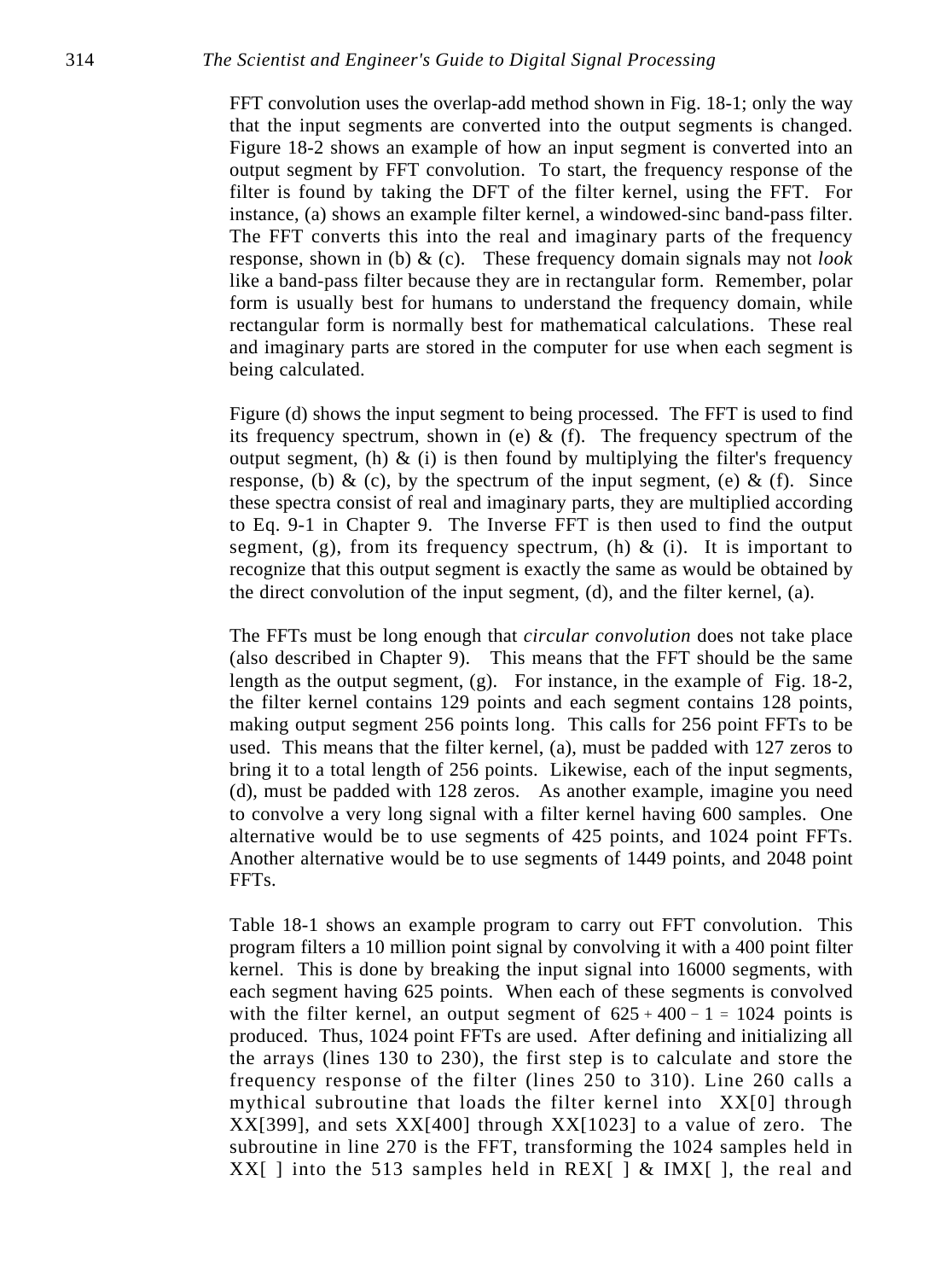FFT convolution uses the overlap-add method shown in Fig. 18-1; only the way that the input segments are converted into the output segments is changed. Figure 18-2 shows an example of how an input segment is converted into an output segment by FFT convolution. To start, the frequency response of the filter is found by taking the DFT of the filter kernel, using the FFT. For instance, (a) shows an example filter kernel, a windowed-sinc band-pass filter. The FFT converts this into the real and imaginary parts of the frequency response, shown in (b) & (c). These frequency domain signals may not *look* like a band-pass filter because they are in rectangular form. Remember, polar form is usually best for humans to understand the frequency domain, while rectangular form is normally best for mathematical calculations. These real and imaginary parts are stored in the computer for use when each segment is being calculated.

Figure (d) shows the input segment to being processed. The FFT is used to find its frequency spectrum, shown in (e) & (f). The frequency spectrum of the output segment, (h) & (i) is then found by multiplying the filter's frequency response, (b) & (c), by the spectrum of the input segment, (e) & (f). Since these spectra consist of real and imaginary parts, they are multiplied according to Eq. 9-1 in Chapter 9. The Inverse FFT is then used to find the output segment, (g), from its frequency spectrum, (h) & (i). It is important to recognize that this output segment is exactly the same as would be obtained by the direct convolution of the input segment, (d), and the filter kernel, (a).

The FFTs must be long enough that *circular convolution* does not take place (also described in Chapter 9). This means that the FFT should be the same length as the output segment, (g). For instance, in the example of Fig. 18-2, the filter kernel contains 129 points and each segment contains 128 points, making output segment 256 points long. This calls for 256 point FFTs to be used. This means that the filter kernel, (a), must be padded with 127 zeros to bring it to a total length of 256 points. Likewise, each of the input segments, (d), must be padded with 128 zeros. As another example, imagine you need to convolve a very long signal with a filter kernel having 600 samples. One alternative would be to use segments of 425 points, and 1024 point FFTs. Another alternative would be to use segments of 1449 points, and 2048 point FFTs.

Table 18-1 shows an example program to carry out FFT convolution. This program filters a 10 million point signal by convolving it with a 400 point filter kernel. This is done by breaking the input signal into 16000 segments, with each segment having 625 points. When each of these segments is convolved with the filter kernel, an output segment of $625 + 400 - 1 = 1024$ points is produced. Thus, 1024 point FFTs are used. After defining and initializing all the arrays (lines 130 to 230), the first step is to calculate and store the frequency response of the filter (lines 250 to 310). Line 260 calls a mythical subroutine that loads the filter kernel into XX[0] through XX[399], and sets XX[400] through XX[1023] to a value of zero. The subroutine in line 270 is the FFT, transforming the 1024 samples held in XX[ ] into the 513 samples held in REX[ ] & IMX[ ], the real and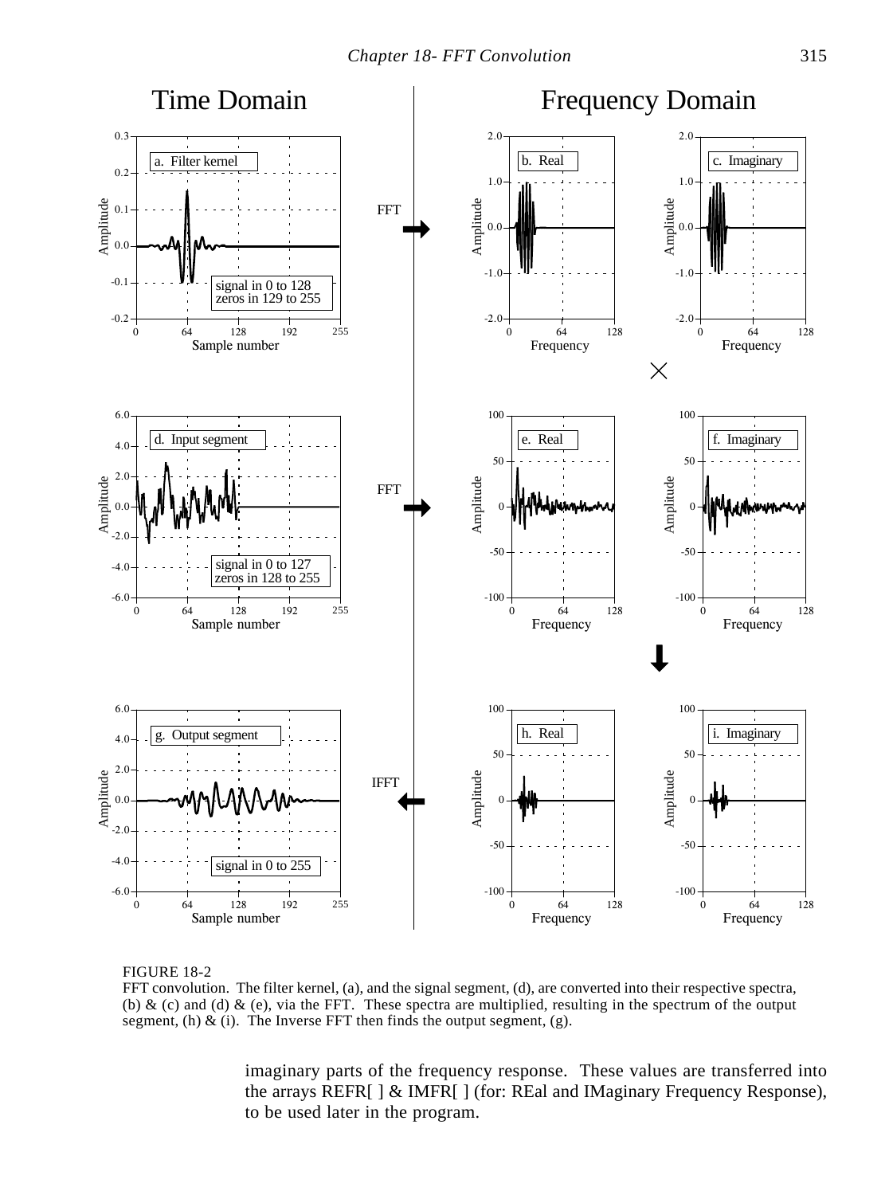FIGURE 18-2
FFT convolution. The filter kernel, (a), and the signal segment, (d), are converted into their respective spectra, (b) & (c) and (d) & (e), via the FFT. These spectra are multiplied, resulting in the spectrum of the output segment, (h) & (i). The Inverse FFT then finds the output segment, (g).

imaginary parts of the frequency response. These values are transferred into the arrays REFR[ ] & IMFR[ ] (for: REal and IMaginary Frequency Response), to be used later in the program.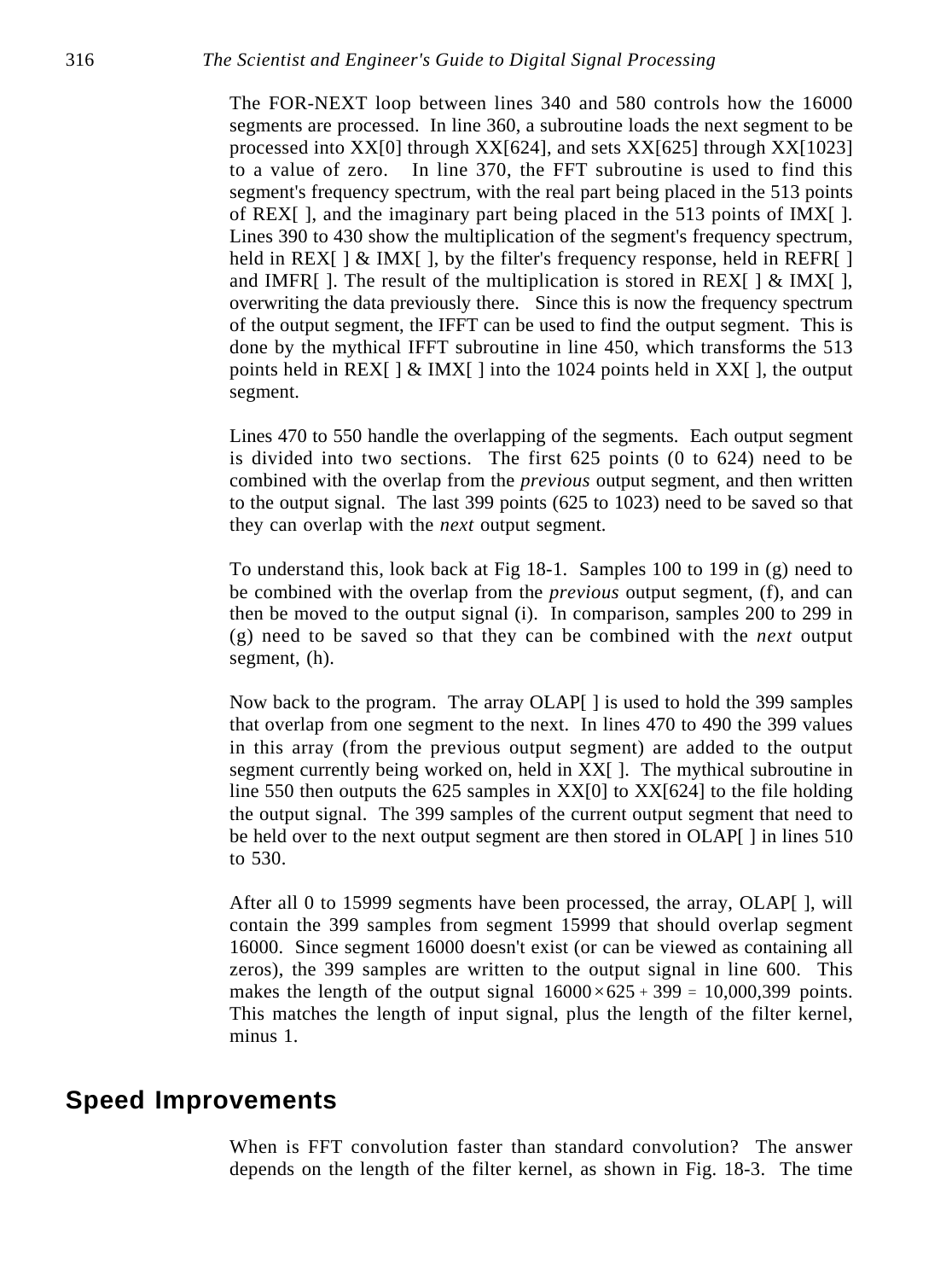The FOR-NEXT loop between lines 340 and 580 controls how the 16000 segments are processed. In line 360, a subroutine loads the next segment to be processed into XX[0] through XX[624], and sets XX[625] through XX[1023] to a value of zero. In line 370, the FFT subroutine is used to find this segment's frequency spectrum, with the real part being placed in the 513 points of REX[ ], and the imaginary part being placed in the 513 points of IMX[ ]. Lines 390 to 430 show the multiplication of the segment's frequency spectrum, held in REX[ ] & IMX[ ], by the filter's frequency response, held in REFR[ ] and IMFR[ ]. The result of the multiplication is stored in REX[ ] & IMX[ ], overwriting the data previously there. Since this is now the frequency spectrum of the output segment, the IFFT can be used to find the output segment. This is done by the mythical IFFT subroutine in line 450, which transforms the 513 points held in REX[ ] & IMX[ ] into the 1024 points held in XX[ ], the output segment.

Lines 470 to 550 handle the overlapping of the segments. Each output segment is divided into two sections. The first 625 points (0 to 624) need to be combined with the overlap from the *previous* output segment, and then written to the output signal. The last 399 points (625 to 1023) need to be saved so that they can overlap with the *next* output segment.

To understand this, look back at Fig 18-1. Samples 100 to 199 in (g) need to be combined with the overlap from the *previous* output segment, (f), and can then be moved to the output signal (i). In comparison, samples 200 to 299 in (g) need to be saved so that they can be combined with the *next* output segment, (h).

Now back to the program. The array OLAP[ ] is used to hold the 399 samples that overlap from one segment to the next. In lines 470 to 490 the 399 values in this array (from the previous output segment) are added to the output segment currently being worked on, held in XX[ ]. The mythical subroutine in line 550 then outputs the 625 samples in XX[0] to XX[624] to the file holding the output signal. The 399 samples of the current output segment that need to be held over to the next output segment are then stored in OLAP[ ] in lines 510 to 530.

After all 0 to 15999 segments have been processed, the array, OLAP[ ], will contain the 399 samples from segment 15999 that should overlap segment 16000. Since segment 16000 doesn't exist (or can be viewed as containing all zeros), the 399 samples are written to the output signal in line 600. This makes the length of the output signal $16000 \times 625 + 399 = 10{,}000{,}399$ points. This matches the length of input signal, plus the length of the filter kernel, minus 1.

## Speed Improvements

When is FFT convolution faster than standard convolution? The answer depends on the length of the filter kernel, as shown in Fig. 18-3. The time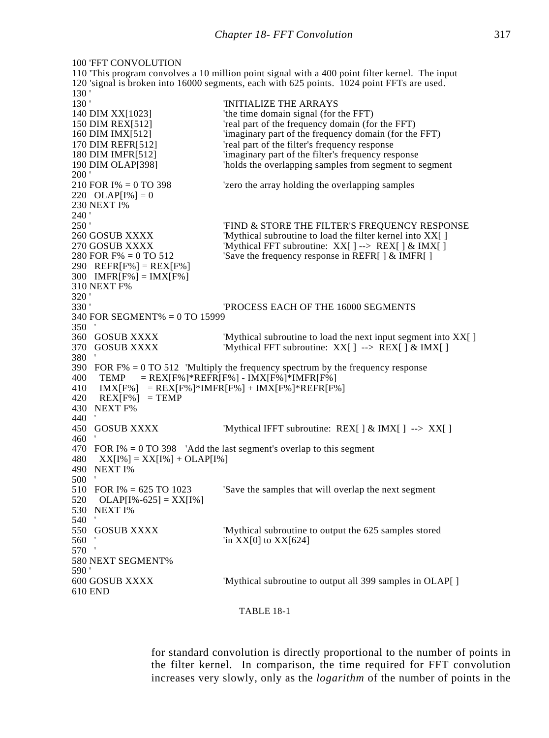```
100 'FFT CONVOLUTION
110 'This program convolves a 10 million point signal with a 400 point filter kernel.  The input
120 'signal is broken into 16000 segments, each with 625 points.  1024 point FFTs are used.
130 '
130 '                              'INITIALIZE THE ARRAYS
140 DIM XX[1023]                   'the time domain signal (for the FFT)
150 DIM REX[512]                   'real part of the frequency domain (for the FFT)
160 DIM IMX[512]                   'imaginary part of the frequency domain (for the FFT)
170 DIM REFR[512]                  'real part of the filter's frequency response
180 DIM IMFR[512]                  'imaginary part of the filter's frequency response
190 DIM OLAP[398]                  'holds the overlapping samples from segment to segment
200 '
210 FOR I% = 0 TO 398              'zero the array holding the overlapping samples
220   OLAP[I%] = 0
230 NEXT I%
240 '
250 '                              'FIND & STORE THE FILTER'S FREQUENCY RESPONSE
260 GOSUB XXXX                     'Mythical subroutine to load the filter kernel into XX[ ]
270 GOSUB XXXX                     'Mythical FFT subroutine:  XX[ ] --> REX[ ] & IMX[ ]
280 FOR F% = 0 TO 512              'Save the frequency response in REFR[ ] & IMFR[ ]
290   REFR[F%] = REX[F%]
300   IMFR[F%] = IMX[F%]
310 NEXT F%
320 '
330 '                              'PROCESS EACH OF THE 16000 SEGMENTS
340 FOR SEGMENT% = 0 TO 15999
350   '
360   GOSUB XXXX                   'Mythical subroutine to load the next input segment into XX[ ]
370   GOSUB XXXX                   'Mythical FFT subroutine:  XX[ ]  -->  REX[ ] & IMX[ ]
380   '
390   FOR F% = 0 TO 512   'Multiply the frequency spectrum by the frequency response
400     TEMP      = REX[F%]*REFR[F%] - IMX[F%]*IMFR[F%]
410     IMX[F%]   = REX[F%]*IMFR[F%] + IMX[F%]*REFR[F%]
420     REX[F%]   = TEMP
430   NEXT F%
440   '
450   GOSUB XXXX                   'Mythical IFFT subroutine:  REX[ ] & IMX[ ]  -->  XX[ ]
460   '
470   FOR I% = 0 TO 398    'Add the last segment's overlap to this segment
480     XX[I%] = XX[I%] + OLAP[I%]
490   NEXT I%
500   '
510   FOR I% = 625 TO 1023         'Save the samples that will overlap the next segment
520     OLAP[I%-625] = XX[I%]
530   NEXT I%
540   '
550   GOSUB XXXX                   'Mythical subroutine to output the 625 samples stored
560   '                            'in XX[0] to XX[624]
570   '
580 NEXT SEGMENT%
590 '
600 GOSUB XXXX                     'Mythical subroutine to output all 399 samples in OLAP[ ]
610 END
```

TABLE 18-1

for standard convolution is directly proportional to the number of points in the filter kernel. In comparison, the time required for FFT convolution increases very slowly, only as the *logarithm* of the number of points in the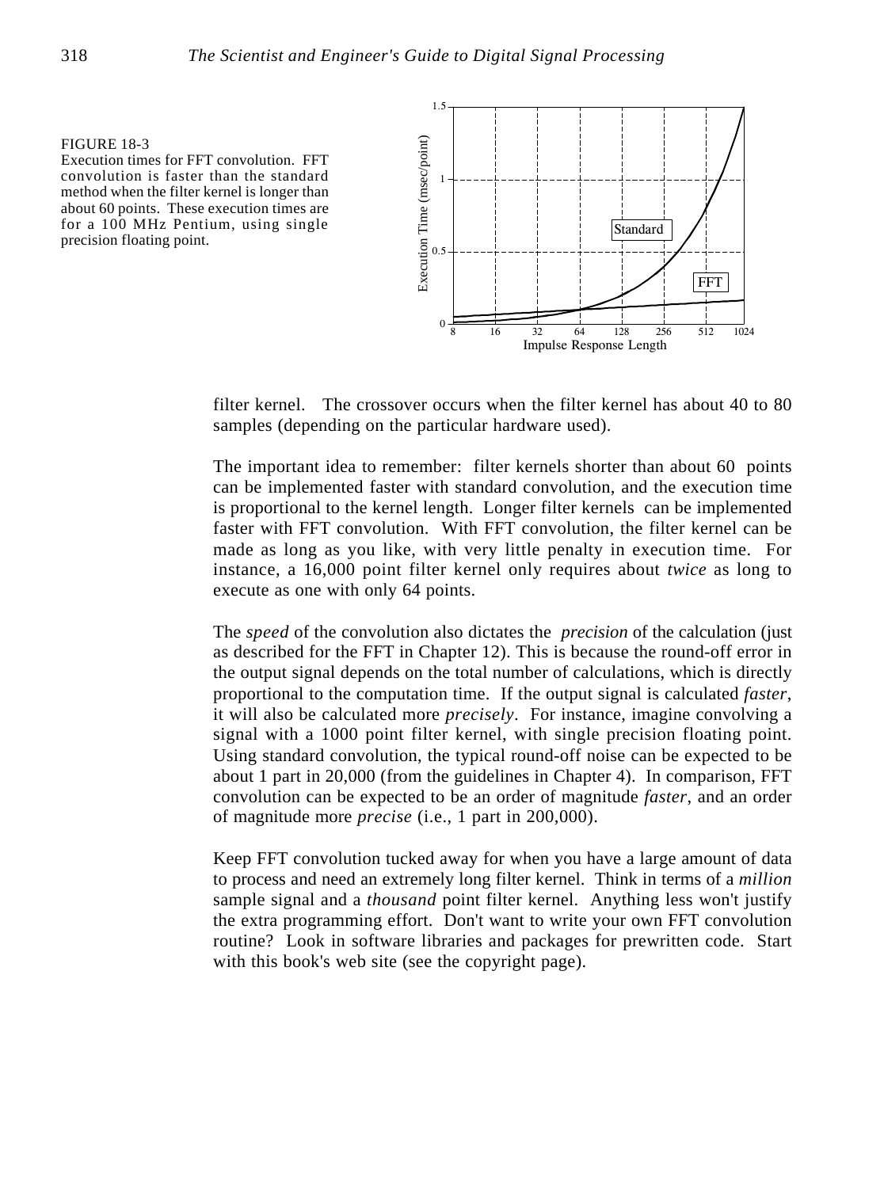FIGURE 18-3
Execution times for FFT convolution. FFT convolution is faster than the standard method when the filter kernel is longer than about 60 points. These execution times are for a 100 MHz Pentium, using single precision floating point.

Execution Time (msec/point)
1.5
1
0.5
0
Standard
FFT
8 16 32 64 128 256 512 1024
Impulse Response Length

filter kernel. The crossover occurs when the filter kernel has about 40 to 80 samples (depending on the particular hardware used).

The important idea to remember: filter kernels shorter than about 60 points can be implemented faster with standard convolution, and the execution time is proportional to the kernel length. Longer filter kernels can be implemented faster with FFT convolution. With FFT convolution, the filter kernel can be made as long as you like, with very little penalty in execution time. For instance, a 16,000 point filter kernel only requires about *twice* as long to execute as one with only 64 points.

The *speed* of the convolution also dictates the *precision* of the calculation (just as described for the FFT in Chapter 12). This is because the round-off error in the output signal depends on the total number of calculations, which is directly proportional to the computation time. If the output signal is calculated *faster*, it will also be calculated more *precisely*. For instance, imagine convolving a signal with a 1000 point filter kernel, with single precision floating point. Using standard convolution, the typical round-off noise can be expected to be about 1 part in 20,000 (from the guidelines in Chapter 4). In comparison, FFT convolution can be expected to be an order of magnitude *faster*, and an order of magnitude more *precise* (i.e., 1 part in 200,000).

Keep FFT convolution tucked away for when you have a large amount of data to process and need an extremely long filter kernel. Think in terms of a *million* sample signal and a *thousand* point filter kernel. Anything less won't justify the extra programming effort. Don't want to write your own FFT convolution routine? Look in software libraries and packages for prewritten code. Start with this book's web site (see the copyright page).